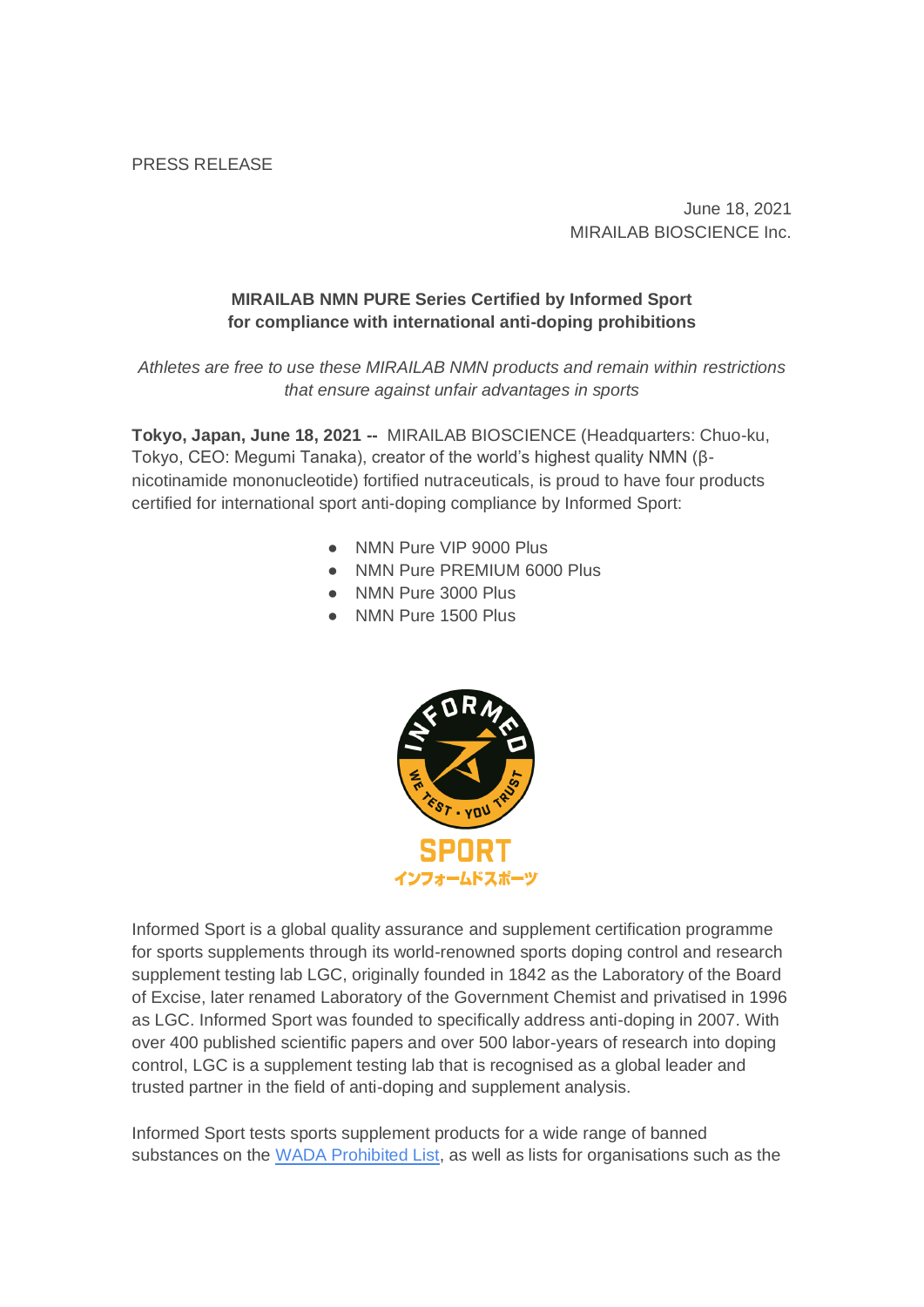PRESS RELEASE

June 18, 2021
MIRAILAB BIOSCIENCE Inc.

**MIRAILAB NMN PURE Series Certified by Informed Sport for compliance with international anti-doping prohibitions**

*Athletes are free to use these MIRAILAB NMN products and remain within restrictions that ensure against unfair advantages in sports*

**Tokyo, Japan, June 18, 2021 --** MIRAILAB BIOSCIENCE (Headquarters: Chuo-ku, Tokyo, CEO: Megumi Tanaka), creator of the world's highest quality NMN (β-nicotinamide mononucleotide) fortified nutraceuticals, is proud to have four products certified for international sport anti-doping compliance by Informed Sport:

- NMN Pure VIP 9000 Plus
- NMN Pure PREMIUM 6000 Plus
- NMN Pure 3000 Plus
- NMN Pure 1500 Plus

Informed Sport is a global quality assurance and supplement certification programme for sports supplements through its world-renowned sports doping control and research supplement testing lab LGC, originally founded in 1842 as the Laboratory of the Board of Excise, later renamed Laboratory of the Government Chemist and privatised in 1996 as LGC. Informed Sport was founded to specifically address anti-doping in 2007. With over 400 published scientific papers and over 500 labor-years of research into doping control, LGC is a supplement testing lab that is recognised as a global leader and trusted partner in the field of anti-doping and supplement analysis.

Informed Sport tests sports supplement products for a wide range of banned substances on the [WADA Prohibited List](), as well as lists for organisations such as the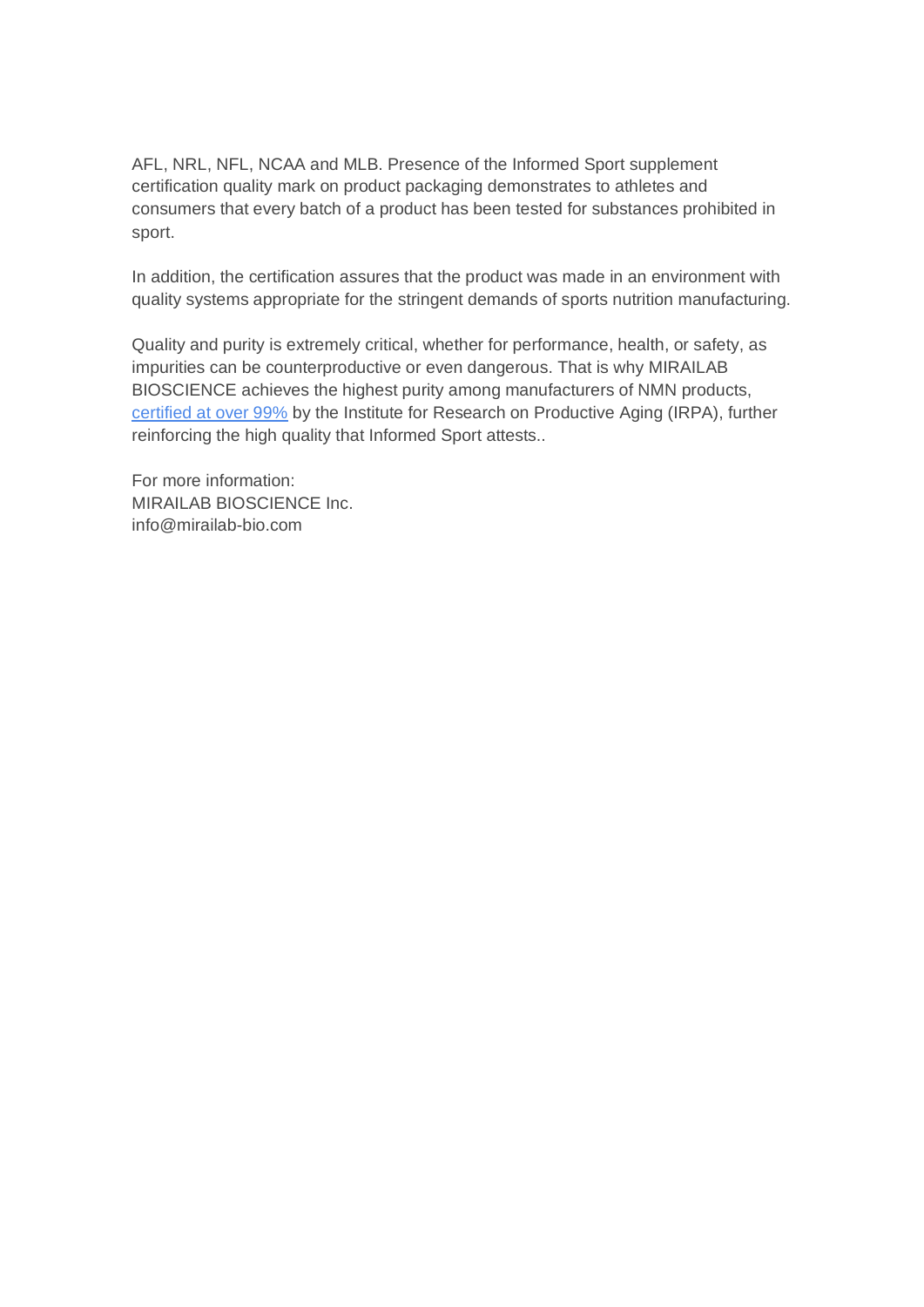AFL, NRL, NFL, NCAA and MLB. Presence of the Informed Sport supplement certification quality mark on product packaging demonstrates to athletes and consumers that every batch of a product has been tested for substances prohibited in sport.

In addition, the certification assures that the product was made in an environment with quality systems appropriate for the stringent demands of sports nutrition manufacturing.

Quality and purity is extremely critical, whether for performance, health, or safety, as impurities can be counterproductive or even dangerous. That is why MIRAILAB BIOSCIENCE achieves the highest purity among manufacturers of NMN products, certified at over 99% by the Institute for Research on Productive Aging (IRPA), further reinforcing the high quality that Informed Sport attests..

For more information:  
MIRAILAB BIOSCIENCE Inc.  
info@mirailab-bio.com